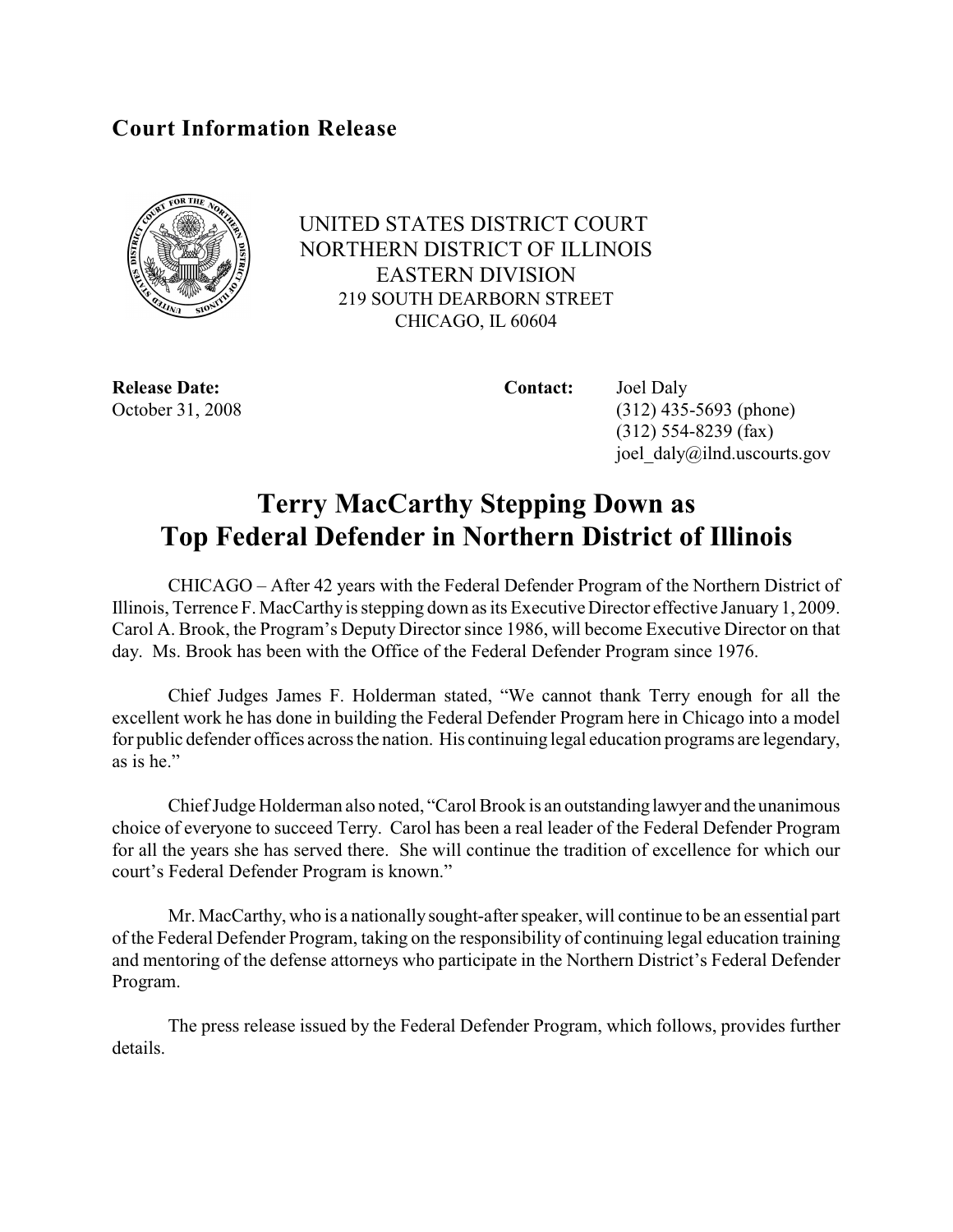**Court Information Release**

UNITED STATES DISTRICT COURT
NORTHERN DISTRICT OF ILLINOIS
EASTERN DIVISION
219 SOUTH DEARBORN STREET
CHICAGO, IL 60604

**Release Date:**
October 31, 2008

**Contact:** Joel Daly
(312) 435-5693 (phone)
(312) 554-8239 (fax)
joel_daly@ilnd.uscourts.gov

# Terry MacCarthy Stepping Down as Top Federal Defender in Northern District of Illinois

CHICAGO – After 42 years with the Federal Defender Program of the Northern District of Illinois, Terrence F. MacCarthy is stepping down as its Executive Director effective January 1, 2009. Carol A. Brook, the Program's Deputy Director since 1986, will become Executive Director on that day. Ms. Brook has been with the Office of the Federal Defender Program since 1976.

Chief Judges James F. Holderman stated, "We cannot thank Terry enough for all the excellent work he has done in building the Federal Defender Program here in Chicago into a model for public defender offices across the nation. His continuing legal education programs are legendary, as is he."

Chief Judge Holderman also noted, "Carol Brook is an outstanding lawyer and the unanimous choice of everyone to succeed Terry. Carol has been a real leader of the Federal Defender Program for all the years she has served there. She will continue the tradition of excellence for which our court's Federal Defender Program is known."

Mr. MacCarthy, who is a nationally sought-after speaker, will continue to be an essential part of the Federal Defender Program, taking on the responsibility of continuing legal education training and mentoring of the defense attorneys who participate in the Northern District's Federal Defender Program.

The press release issued by the Federal Defender Program, which follows, provides further details.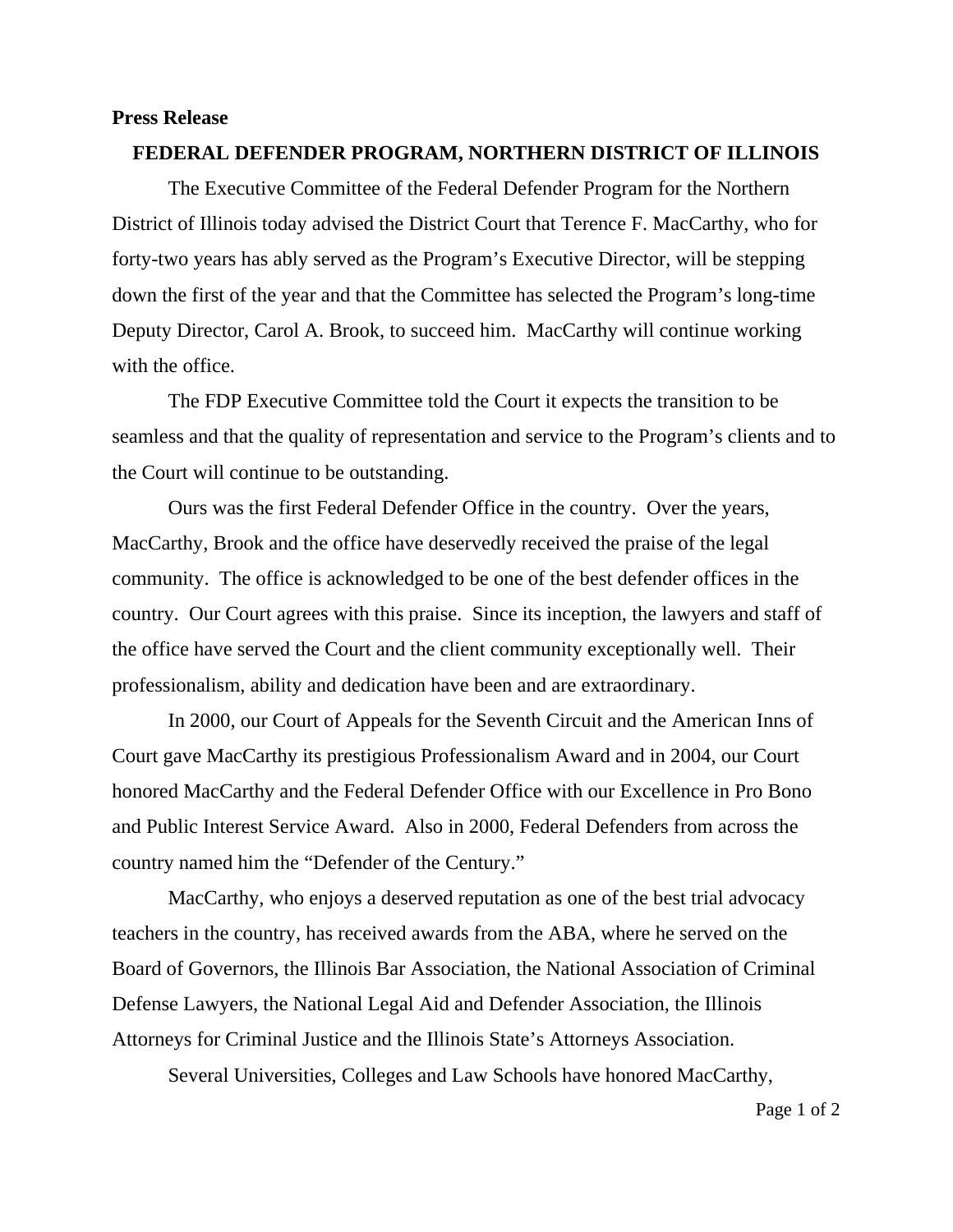**Press Release**

**FEDERAL DEFENDER PROGRAM, NORTHERN DISTRICT OF ILLINOIS**

The Executive Committee of the Federal Defender Program for the Northern District of Illinois today advised the District Court that Terence F. MacCarthy, who for forty-two years has ably served as the Program's Executive Director, will be stepping down the first of the year and that the Committee has selected the Program's long-time Deputy Director, Carol A. Brook, to succeed him. MacCarthy will continue working with the office.

The FDP Executive Committee told the Court it expects the transition to be seamless and that the quality of representation and service to the Program's clients and to the Court will continue to be outstanding.

Ours was the first Federal Defender Office in the country. Over the years, MacCarthy, Brook and the office have deservedly received the praise of the legal community. The office is acknowledged to be one of the best defender offices in the country. Our Court agrees with this praise. Since its inception, the lawyers and staff of the office have served the Court and the client community exceptionally well. Their professionalism, ability and dedication have been and are extraordinary.

In 2000, our Court of Appeals for the Seventh Circuit and the American Inns of Court gave MacCarthy its prestigious Professionalism Award and in 2004, our Court honored MacCarthy and the Federal Defender Office with our Excellence in Pro Bono and Public Interest Service Award. Also in 2000, Federal Defenders from across the country named him the "Defender of the Century."

MacCarthy, who enjoys a deserved reputation as one of the best trial advocacy teachers in the country, has received awards from the ABA, where he served on the Board of Governors, the Illinois Bar Association, the National Association of Criminal Defense Lawyers, the National Legal Aid and Defender Association, the Illinois Attorneys for Criminal Justice and the Illinois State's Attorneys Association.

Several Universities, Colleges and Law Schools have honored MacCarthy,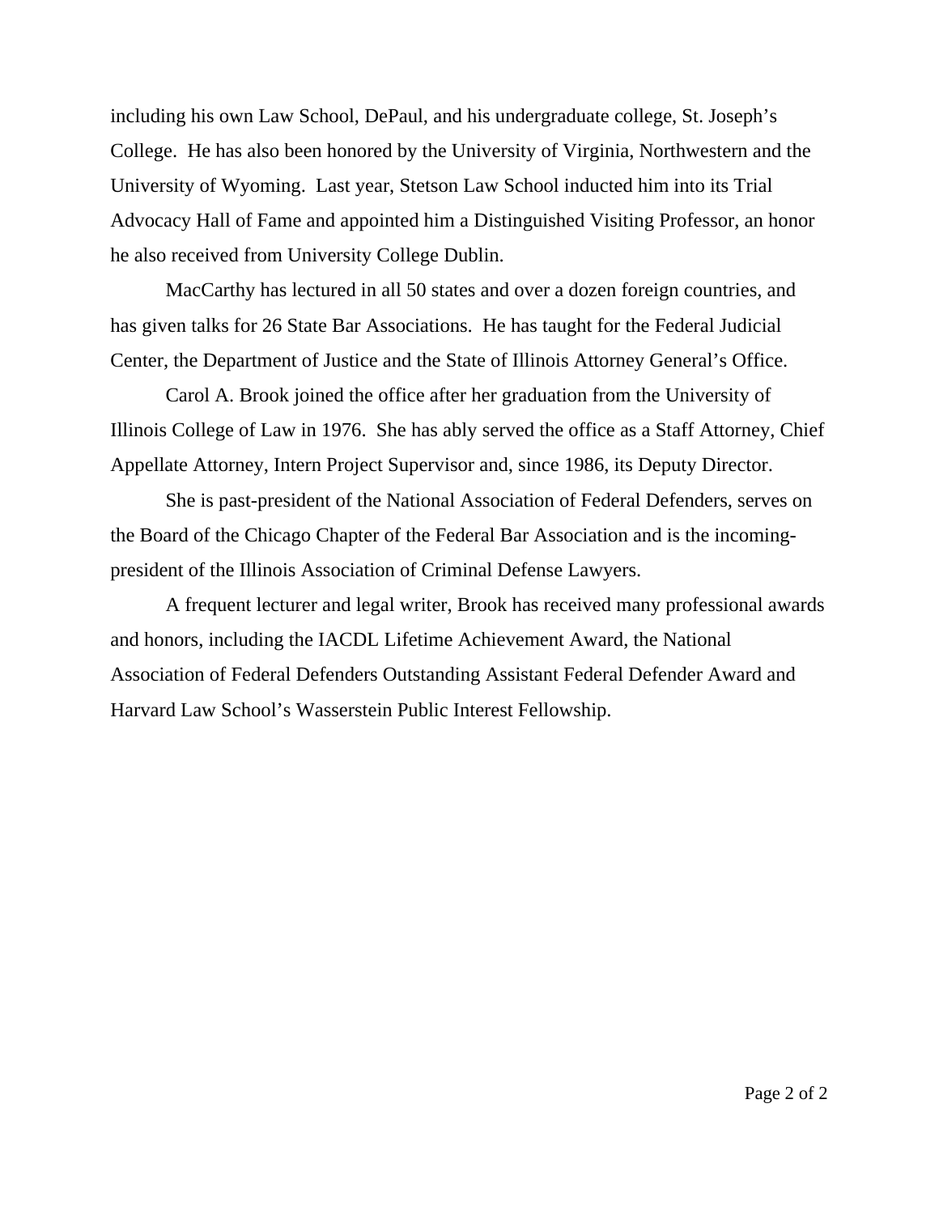including his own Law School, DePaul, and his undergraduate college, St. Joseph's College. He has also been honored by the University of Virginia, Northwestern and the University of Wyoming. Last year, Stetson Law School inducted him into its Trial Advocacy Hall of Fame and appointed him a Distinguished Visiting Professor, an honor he also received from University College Dublin.

MacCarthy has lectured in all 50 states and over a dozen foreign countries, and has given talks for 26 State Bar Associations. He has taught for the Federal Judicial Center, the Department of Justice and the State of Illinois Attorney General's Office.

Carol A. Brook joined the office after her graduation from the University of Illinois College of Law in 1976. She has ably served the office as a Staff Attorney, Chief Appellate Attorney, Intern Project Supervisor and, since 1986, its Deputy Director.

She is past-president of the National Association of Federal Defenders, serves on the Board of the Chicago Chapter of the Federal Bar Association and is the incoming-president of the Illinois Association of Criminal Defense Lawyers.

A frequent lecturer and legal writer, Brook has received many professional awards and honors, including the IACDL Lifetime Achievement Award, the National Association of Federal Defenders Outstanding Assistant Federal Defender Award and Harvard Law School's Wasserstein Public Interest Fellowship.